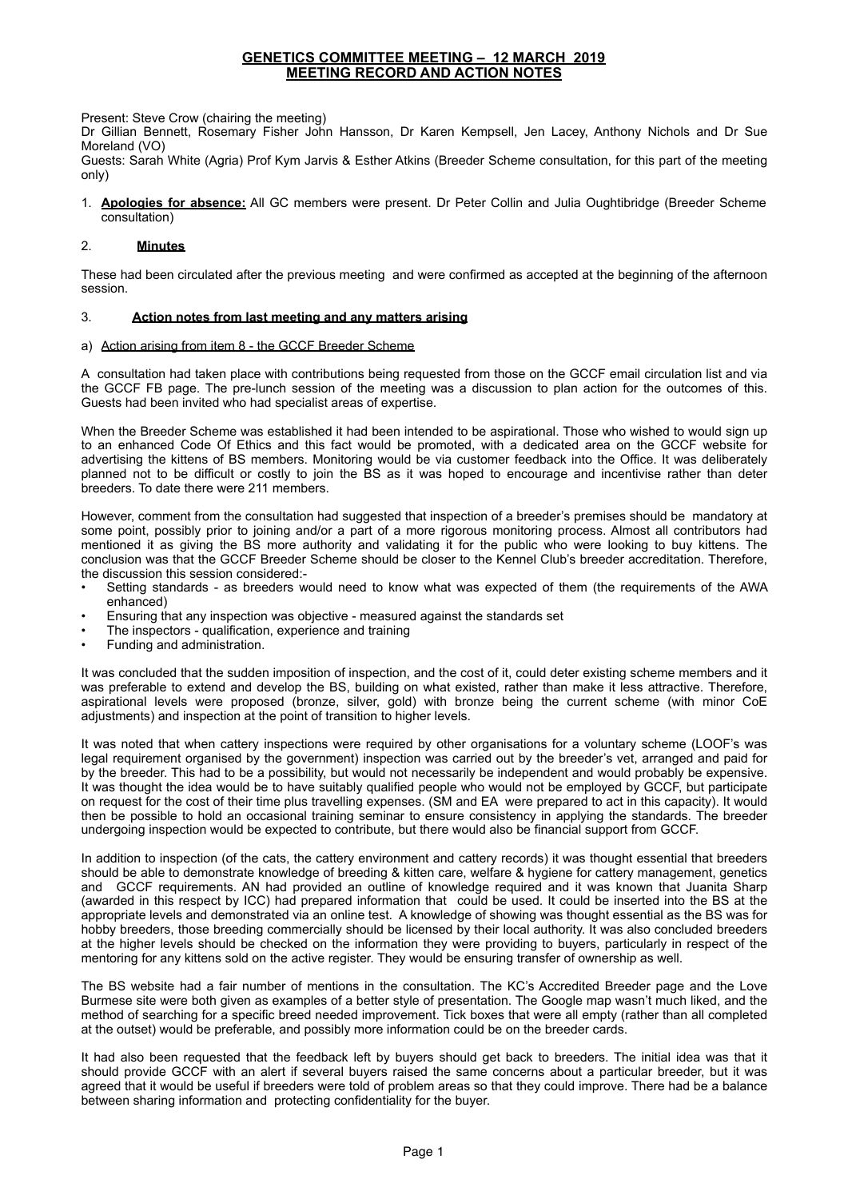# GENETICS COMMITTEE MEETING – 12 MARCH 2019
## MEETING RECORD AND ACTION NOTES

Present: Steve Crow (chairing the meeting)
Dr Gillian Bennett, Rosemary Fisher John Hansson, Dr Karen Kempsell, Jen Lacey, Anthony Nichols and Dr Sue Moreland (VO)
Guests: Sarah White (Agria) Prof Kym Jarvis & Esther Atkins (Breeder Scheme consultation, for this part of the meeting only)

1. **Apologies for absence:** All GC members were present. Dr Peter Collin and Julia Oughtibridge (Breeder Scheme consultation)

2. **Minutes**

These had been circulated after the previous meeting and were confirmed as accepted at the beginning of the afternoon session.

3. **Action notes from last meeting and any matters arising**

a) Action arising from item 8 - the GCCF Breeder Scheme

A consultation had taken place with contributions being requested from those on the GCCF email circulation list and via the GCCF FB page. The pre-lunch session of the meeting was a discussion to plan action for the outcomes of this. Guests had been invited who had specialist areas of expertise.

When the Breeder Scheme was established it had been intended to be aspirational. Those who wished to would sign up to an enhanced Code Of Ethics and this fact would be promoted, with a dedicated area on the GCCF website for advertising the kittens of BS members. Monitoring would be via customer feedback into the Office. It was deliberately planned not to be difficult or costly to join the BS as it was hoped to encourage and incentivise rather than deter breeders. To date there were 211 members.

However, comment from the consultation had suggested that inspection of a breeder's premises should be mandatory at some point, possibly prior to joining and/or a part of a more rigorous monitoring process. Almost all contributors had mentioned it as giving the BS more authority and validating it for the public who were looking to buy kittens. The conclusion was that the GCCF Breeder Scheme should be closer to the Kennel Club's breeder accreditation. Therefore, the discussion this session considered:-

- Setting standards - as breeders would need to know what was expected of them (the requirements of the AWA enhanced)
- Ensuring that any inspection was objective - measured against the standards set
- The inspectors - qualification, experience and training
- Funding and administration.

It was concluded that the sudden imposition of inspection, and the cost of it, could deter existing scheme members and it was preferable to extend and develop the BS, building on what existed, rather than make it less attractive. Therefore, aspirational levels were proposed (bronze, silver, gold) with bronze being the current scheme (with minor CoE adjustments) and inspection at the point of transition to higher levels.

It was noted that when cattery inspections were required by other organisations for a voluntary scheme (LOOF's was legal requirement organised by the government) inspection was carried out by the breeder's vet, arranged and paid for by the breeder. This had to be a possibility, but would not necessarily be independent and would probably be expensive. It was thought the idea would be to have suitably qualified people who would not be employed by GCCF, but participate on request for the cost of their time plus travelling expenses. (SM and EA were prepared to act in this capacity). It would then be possible to hold an occasional training seminar to ensure consistency in applying the standards. The breeder undergoing inspection would be expected to contribute, but there would also be financial support from GCCF.

In addition to inspection (of the cats, the cattery environment and cattery records) it was thought essential that breeders should be able to demonstrate knowledge of breeding & kitten care, welfare & hygiene for cattery management, genetics and GCCF requirements. AN had provided an outline of knowledge required and it was known that Juanita Sharp (awarded in this respect by ICC) had prepared information that could be used. It could be inserted into the BS at the appropriate levels and demonstrated via an online test. A knowledge of showing was thought essential as the BS was for hobby breeders, those breeding commercially should be licensed by their local authority. It was also concluded breeders at the higher levels should be checked on the information they were providing to buyers, particularly in respect of the mentoring for any kittens sold on the active register. They would be ensuring transfer of ownership as well.

The BS website had a fair number of mentions in the consultation. The KC's Accredited Breeder page and the Love Burmese site were both given as examples of a better style of presentation. The Google map wasn't much liked, and the method of searching for a specific breed needed improvement. Tick boxes that were all empty (rather than all completed at the outset) would be preferable, and possibly more information could be on the breeder cards.

It had also been requested that the feedback left by buyers should get back to breeders. The initial idea was that it should provide GCCF with an alert if several buyers raised the same concerns about a particular breeder, but it was agreed that it would be useful if breeders were told of problem areas so that they could improve. There had be a balance between sharing information and protecting confidentiality for the buyer.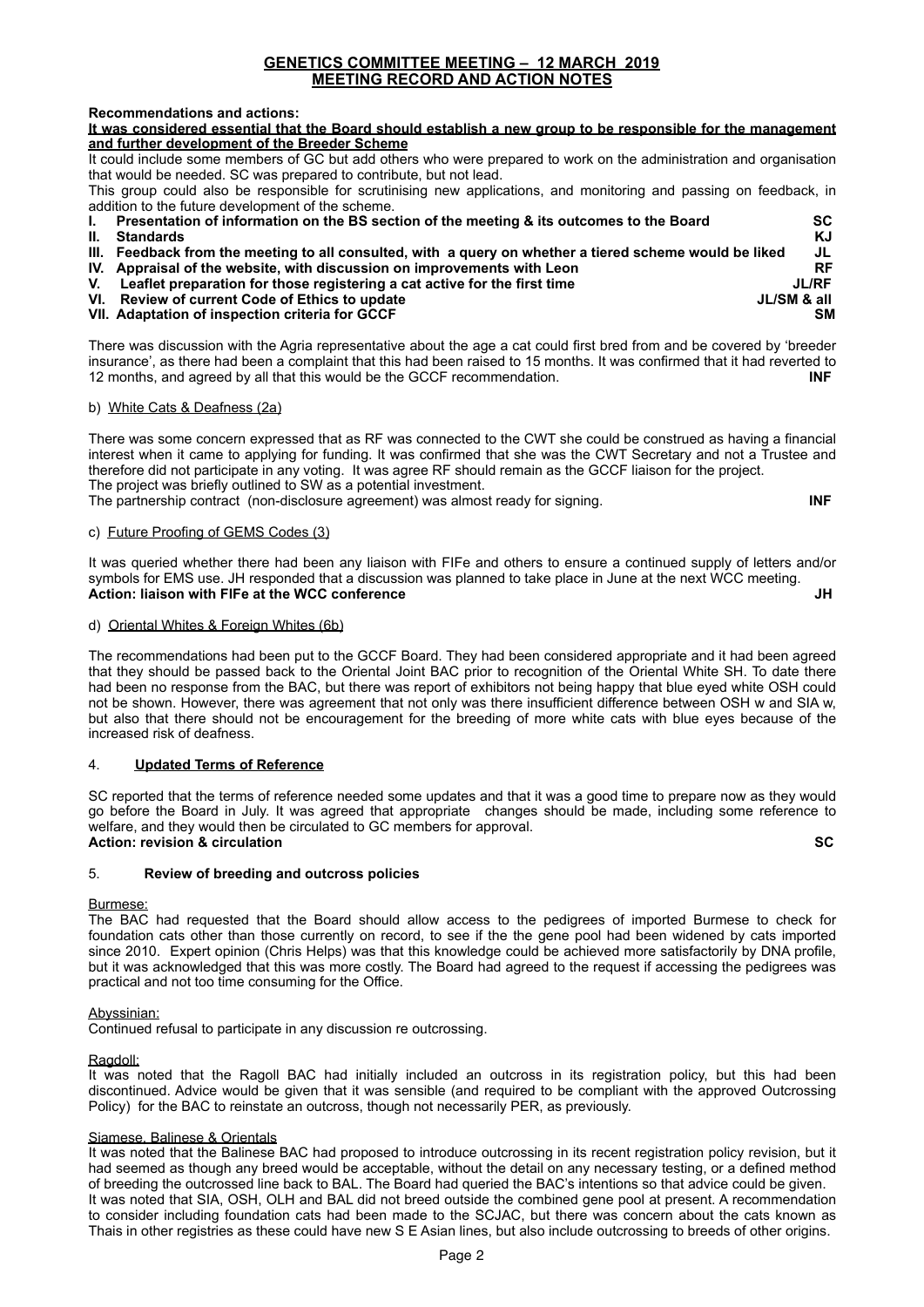## GENETICS COMMITTEE MEETING – 12 MARCH 2019
## MEETING RECORD AND ACTION NOTES

**Recommendations and actions:**

**It was considered essential that the Board should establish a new group to be responsible for the management and further development of the Breeder Scheme**

It could include some members of GC but add others who were prepared to work on the administration and organisation that would be needed. SC was prepared to contribute, but not lead.

This group could also be responsible for scrutinising new applications, and monitoring and passing on feedback, in addition to the future development of the scheme.

| | |
|---|---|
| **I. Presentation of information on the BS section of the meeting & its outcomes to the Board** | **SC** |
| **II. Standards** | **KJ** |
| **III. Feedback from the meeting to all consulted, with a query on whether a tiered scheme would be liked** | **JL** |
| **IV. Appraisal of the website, with discussion on improvements with Leon** | **RF** |
| **V. Leaflet preparation for those registering a cat active for the first time** | **JL/RF** |
| **VI. Review of current Code of Ethics to update** | **JL/SM & all** |
| **VII. Adaptation of inspection criteria for GCCF** | **SM** |

There was discussion with the Agria representative about the age a cat could first bred from and be covered by 'breeder insurance', as there had been a complaint that this had been raised to 15 months. It was confirmed that it had reverted to 12 months, and agreed by all that this would be the GCCF recommendation. **INF**

b) White Cats & Deafness (2a)

There was some concern expressed that as RF was connected to the CWT she could be construed as having a financial interest when it came to applying for funding. It was confirmed that she was the CWT Secretary and not a Trustee and therefore did not participate in any voting. It was agree RF should remain as the GCCF liaison for the project.
The project was briefly outlined to SW as a potential investment.
The partnership contract (non-disclosure agreement) was almost ready for signing. **INF**

c) Future Proofing of GEMS Codes (3)

It was queried whether there had been any liaison with FIFe and others to ensure a continued supply of letters and/or symbols for EMS use. JH responded that a discussion was planned to take place in June at the next WCC meeting.
**Action: liaison with FIFe at the WCC conference** **JH**

d) Oriental Whites & Foreign Whites (6b)

The recommendations had been put to the GCCF Board. They had been considered appropriate and it had been agreed that they should be passed back to the Oriental Joint BAC prior to recognition of the Oriental White SH. To date there had been no response from the BAC, but there was report of exhibitors not being happy that blue eyed white OSH could not be shown. However, there was agreement that not only was there insufficient difference between OSH w and SIA w, but also that there should not be encouragement for the breeding of more white cats with blue eyes because of the increased risk of deafness.

### 4. Updated Terms of Reference

SC reported that the terms of reference needed some updates and that it was a good time to prepare now as they would go before the Board in July. It was agreed that appropriate changes should be made, including some reference to welfare, and they would then be circulated to GC members for approval.
**Action: revision & circulation** **SC**

### 5. Review of breeding and outcross policies

Burmese:
The BAC had requested that the Board should allow access to the pedigrees of imported Burmese to check for foundation cats other than those currently on record, to see if the the gene pool had been widened by cats imported since 2010. Expert opinion (Chris Helps) was that this knowledge could be achieved more satisfactorily by DNA profile, but it was acknowledged that this was more costly. The Board had agreed to the request if accessing the pedigrees was practical and not too time consuming for the Office.

Abyssinian:
Continued refusal to participate in any discussion re outcrossing.

Ragdoll:
It was noted that the Ragoll BAC had initially included an outcross in its registration policy, but this had been discontinued. Advice would be given that it was sensible (and required to be compliant with the approved Outcrossing Policy) for the BAC to reinstate an outcross, though not necessarily PER, as previously.

Siamese, Balinese & Orientals
It was noted that the Balinese BAC had proposed to introduce outcrossing in its recent registration policy revision, but it had seemed as though any breed would be acceptable, without the detail on any necessary testing, or a defined method of breeding the outcrossed line back to BAL. The Board had queried the BAC's intentions so that advice could be given.
It was noted that SIA, OSH, OLH and BAL did not breed outside the combined gene pool at present. A recommendation to consider including foundation cats had been made to the SCJAC, but there was concern about the cats known as Thais in other registries as these could have new S E Asian lines, but also include outcrossing to breeds of other origins.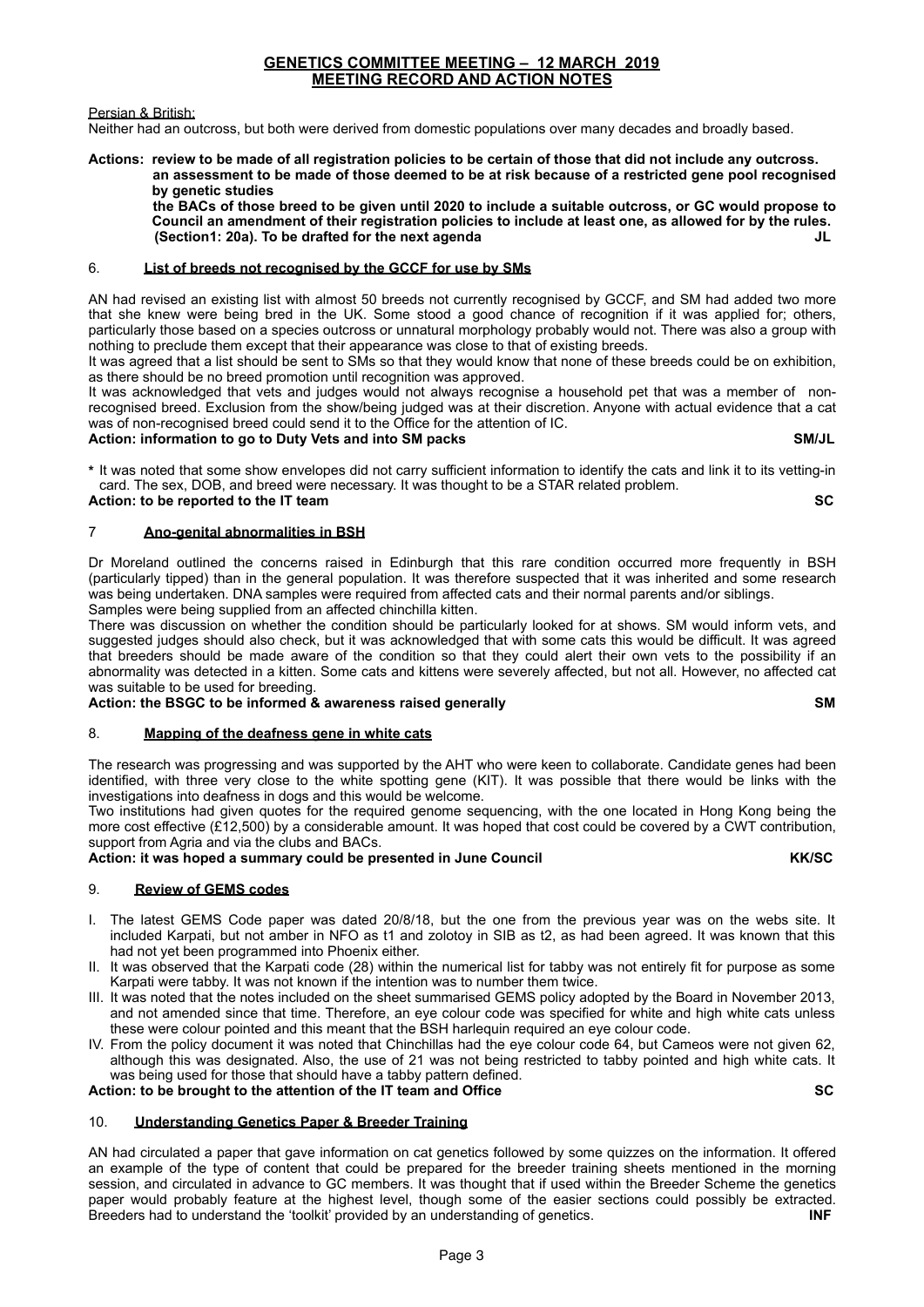# GENETICS COMMITTEE MEETING – 12 MARCH 2019
## MEETING RECORD AND ACTION NOTES

Persian & British:

Neither had an outcross, but both were derived from domestic populations over many decades and broadly based.

**Actions: review to be made of all registration policies to be certain of those that did not include any outcross.**
**an assessment to be made of those deemed to be at risk because of a restricted gene pool recognised by genetic studies**
**the BACs of those breed to be given until 2020 to include a suitable outcross, or GC would propose to Council an amendment of their registration policies to include at least one, as allowed for by the rules. (Section1: 20a). To be drafted for the next agenda** **JL**

### 6. List of breeds not recognised by the GCCF for use by SMs

AN had revised an existing list with almost 50 breeds not currently recognised by GCCF, and SM had added two more that she knew were being bred in the UK. Some stood a good chance of recognition if it was applied for; others, particularly those based on a species outcross or unnatural morphology probably would not. There was also a group with nothing to preclude them except that their appearance was close to that of existing breeds.

It was agreed that a list should be sent to SMs so that they would know that none of these breeds could be on exhibition, as there should be no breed promotion until recognition was approved.

It was acknowledged that vets and judges would not always recognise a household pet that was a member of non-recognised breed. Exclusion from the show/being judged was at their discretion. Anyone with actual evidence that a cat was of non-recognised breed could send it to the Office for the attention of IC.

**Action: information to go to Duty Vets and into SM packs** **SM/JL**

\* It was noted that some show envelopes did not carry sufficient information to identify the cats and link it to its vetting-in card. The sex, DOB, and breed were necessary. It was thought to be a STAR related problem.

**Action: to be reported to the IT team** **SC**

### 7 Ano-genital abnormalities in BSH

Dr Moreland outlined the concerns raised in Edinburgh that this rare condition occurred more frequently in BSH (particularly tipped) than in the general population. It was therefore suspected that it was inherited and some research was being undertaken. DNA samples were required from affected cats and their normal parents and/or siblings.

Samples were being supplied from an affected chinchilla kitten.

There was discussion on whether the condition should be particularly looked for at shows. SM would inform vets, and suggested judges should also check, but it was acknowledged that with some cats this would be difficult. It was agreed that breeders should be made aware of the condition so that they could alert their own vets to the possibility if an abnormality was detected in a kitten. Some cats and kittens were severely affected, but not all. However, no affected cat was suitable to be used for breeding.

**Action: the BSGC to be informed & awareness raised generally** **SM**

### 8. Mapping of the deafness gene in white cats

The research was progressing and was supported by the AHT who were keen to collaborate. Candidate genes had been identified, with three very close to the white spotting gene (KIT). It was possible that there would be links with the investigations into deafness in dogs and this would be welcome.

Two institutions had given quotes for the required genome sequencing, with the one located in Hong Kong being the more cost effective (£12,500) by a considerable amount. It was hoped that cost could be covered by a CWT contribution, support from Agria and via the clubs and BACs.

**Action: it was hoped a summary could be presented in June Council** **KK/SC**

### 9. Review of GEMS codes

I. The latest GEMS Code paper was dated 20/8/18, but the one from the previous year was on the webs site. It included Karpati, but not amber in NFO as t1 and zolotoy in SIB as t2, as had been agreed. It was known that this had not yet been programmed into Phoenix either.
II. It was observed that the Karpati code (28) within the numerical list for tabby was not entirely fit for purpose as some Karpati were tabby. It was not known if the intention was to number them twice.
III. It was noted that the notes included on the sheet summarised GEMS policy adopted by the Board in November 2013, and not amended since that time. Therefore, an eye colour code was specified for white and high white cats unless these were colour pointed and this meant that the BSH harlequin required an eye colour code.
IV. From the policy document it was noted that Chinchillas had the eye colour code 64, but Cameos were not given 62, although this was designated. Also, the use of 21 was not being restricted to tabby pointed and high white cats. It was being used for those that should have a tabby pattern defined.

**Action: to be brought to the attention of the IT team and Office** **SC**

### 10. Understanding Genetics Paper & Breeder Training

AN had circulated a paper that gave information on cat genetics followed by some quizzes on the information. It offered an example of the type of content that could be prepared for the breeder training sheets mentioned in the morning session, and circulated in advance to GC members. It was thought that if used within the Breeder Scheme the genetics paper would probably feature at the highest level, though some of the easier sections could possibly be extracted. Breeders had to understand the 'toolkit' provided by an understanding of genetics. **INF**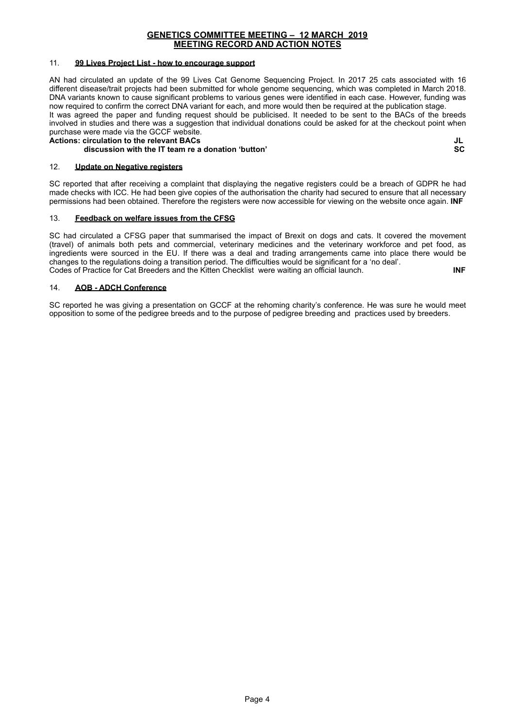**GENETICS COMMITTEE MEETING – 12 MARCH 2019**
**MEETING RECORD AND ACTION NOTES**

11. **99 Lives Project List - how to encourage support**

AN had circulated an update of the 99 Lives Cat Genome Sequencing Project. In 2017 25 cats associated with 16 different disease/trait projects had been submitted for whole genome sequencing, which was completed in March 2018. DNA variants known to cause significant problems to various genes were identified in each case. However, funding was now required to confirm the correct DNA variant for each, and more would then be required at the publication stage.
It was agreed the paper and funding request should be publicised. It needed to be sent to the BACs of the breeds involved in studies and there was a suggestion that individual donations could be asked for at the checkout point when purchase were made via the GCCF website.

**Actions: circulation to the relevant BACs** **JL**
**discussion with the IT team re a donation 'button'** **SC**

12. **Update on Negative registers**

SC reported that after receiving a complaint that displaying the negative registers could be a breach of GDPR he had made checks with ICC. He had been give copies of the authorisation the charity had secured to ensure that all necessary permissions had been obtained. Therefore the registers were now accessible for viewing on the website once again. **INF**

13. **Feedback on welfare issues from the CFSG**

SC had circulated a CFSG paper that summarised the impact of Brexit on dogs and cats. It covered the movement (travel) of animals both pets and commercial, veterinary medicines and the veterinary workforce and pet food, as ingredients were sourced in the EU. If there was a deal and trading arrangements came into place there would be changes to the regulations doing a transition period. The difficulties would be significant for a 'no deal'.
Codes of Practice for Cat Breeders and the Kitten Checklist were waiting an official launch. **INF**

14. **AOB - ADCH Conference**

SC reported he was giving a presentation on GCCF at the rehoming charity's conference. He was sure he would meet opposition to some of the pedigree breeds and to the purpose of pedigree breeding and practices used by breeders.